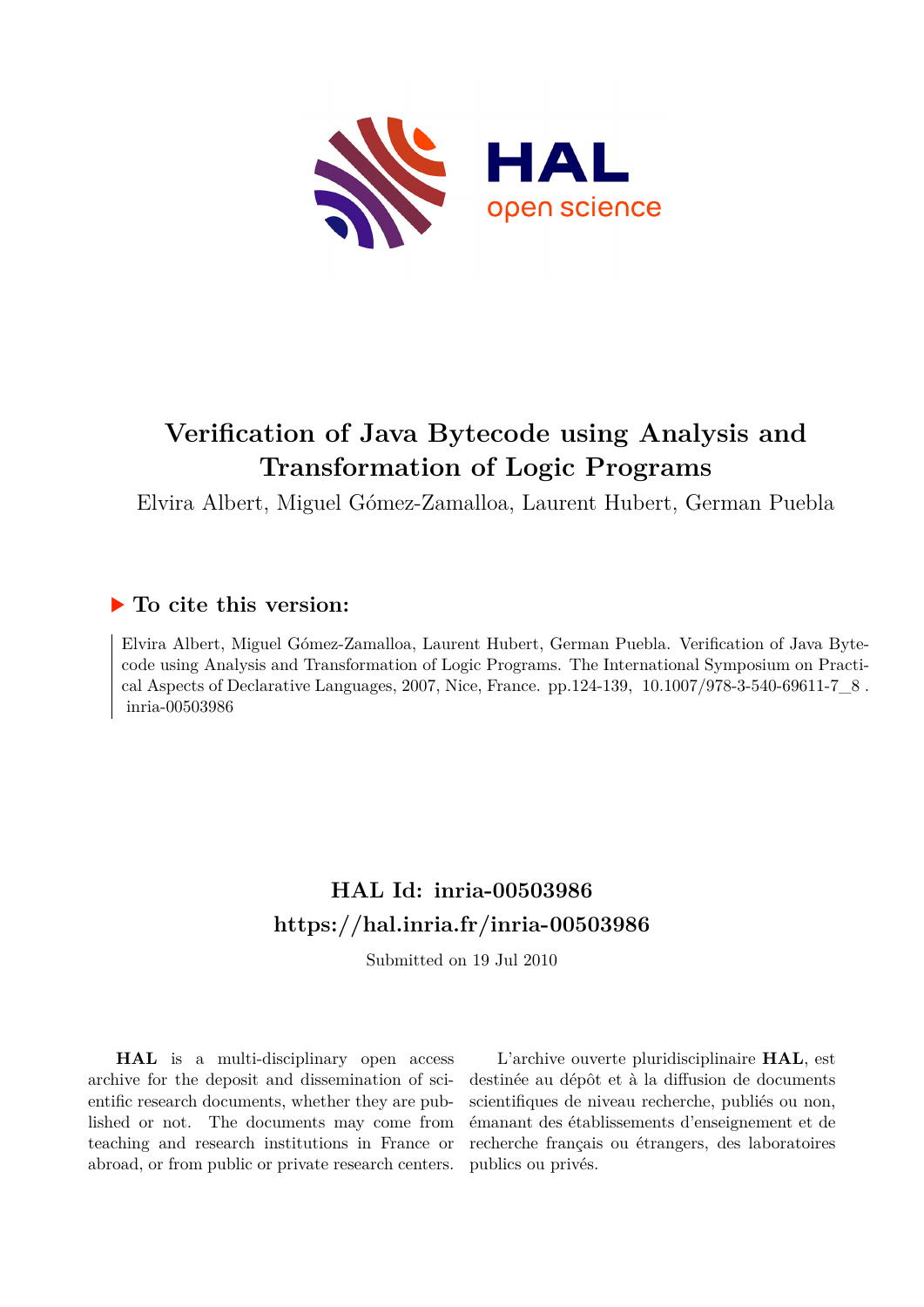# Verification of Java Bytecode using Analysis and Transformation of Logic Programs

Elvira Albert, Miguel Gómez-Zamalloa, Laurent Hubert, German Puebla

## ▶ To cite this version:

Elvira Albert, Miguel Gómez-Zamalloa, Laurent Hubert, German Puebla. Verification of Java Bytecode using Analysis and Transformation of Logic Programs. The International Symposium on Practical Aspects of Declarative Languages, 2007, Nice, France. pp.124-139, 10.1007/978-3-540-69611-7_8 . inria-00503986

## HAL Id: inria-00503986

## https://hal.inria.fr/inria-00503986

Submitted on 19 Jul 2010

**HAL** is a multi-disciplinary open access archive for the deposit and dissemination of scientific research documents, whether they are published or not. The documents may come from teaching and research institutions in France or abroad, or from public or private research centers.

L'archive ouverte pluridisciplinaire **HAL**, est destinée au dépôt et à la diffusion de documents scientifiques de niveau recherche, publiés ou non, émanant des établissements d'enseignement et de recherche français ou étrangers, des laboratoires publics ou privés.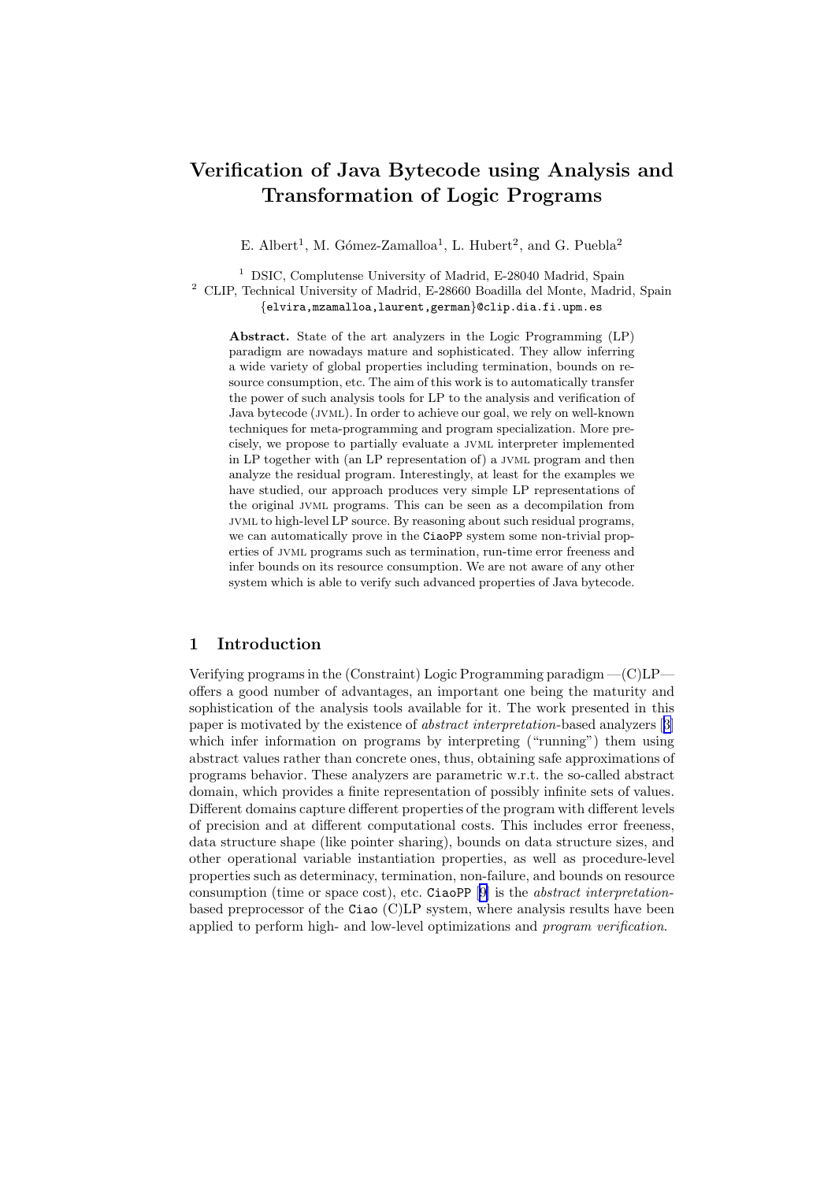# Verification of Java Bytecode using Analysis and Transformation of Logic Programs

E. Albert[1], M. Gómez-Zamalloa[1], L. Hubert[2], and G. Puebla[2]

[1] DSIC, Complutense University of Madrid, E-28040 Madrid, Spain
[2] CLIP, Technical University of Madrid, E-28660 Boadilla del Monte, Madrid, Spain
{elvira,mzamalloa,laurent,german}@clip.dia.fi.upm.es

**Abstract.** State of the art analyzers in the Logic Programming (LP) paradigm are nowadays mature and sophisticated. They allow inferring a wide variety of global properties including termination, bounds on resource consumption, etc. The aim of this work is to automatically transfer the power of such analysis tools for LP to the analysis and verification of Java bytecode (JVML). In order to achieve our goal, we rely on well-known techniques for meta-programming and program specialization. More precisely, we propose to partially evaluate a JVML interpreter implemented in LP together with (an LP representation of) a JVML program and then analyze the residual program. Interestingly, at least for the examples we have studied, our approach produces very simple LP representations of the original JVML programs. This can be seen as a decompilation from JVML to high-level LP source. By reasoning about such residual programs, we can automatically prove in the CiaoPP system some non-trivial properties of JVML programs such as termination, run-time error freeness and infer bounds on its resource consumption. We are not aware of any other system which is able to verify such advanced properties of Java bytecode.

## 1 Introduction

Verifying programs in the (Constraint) Logic Programming paradigm —(C)LP— offers a good number of advantages, an important one being the maturity and sophistication of the analysis tools available for it. The work presented in this paper is motivated by the existence of *abstract interpretation*-based analyzers [3] which infer information on programs by interpreting ("running") them using abstract values rather than concrete ones, thus, obtaining safe approximations of programs behavior. These analyzers are parametric w.r.t. the so-called abstract domain, which provides a finite representation of possibly infinite sets of values. Different domains capture different properties of the program with different levels of precision and at different computational costs. This includes error freeness, data structure shape (like pointer sharing), bounds on data structure sizes, and other operational variable instantiation properties, as well as procedure-level properties such as determinacy, termination, non-failure, and bounds on resource consumption (time or space cost), etc. CiaoPP [9] is the *abstract interpretation*-based preprocessor of the Ciao (C)LP system, where analysis results have been applied to perform high- and low-level optimizations and *program verification*.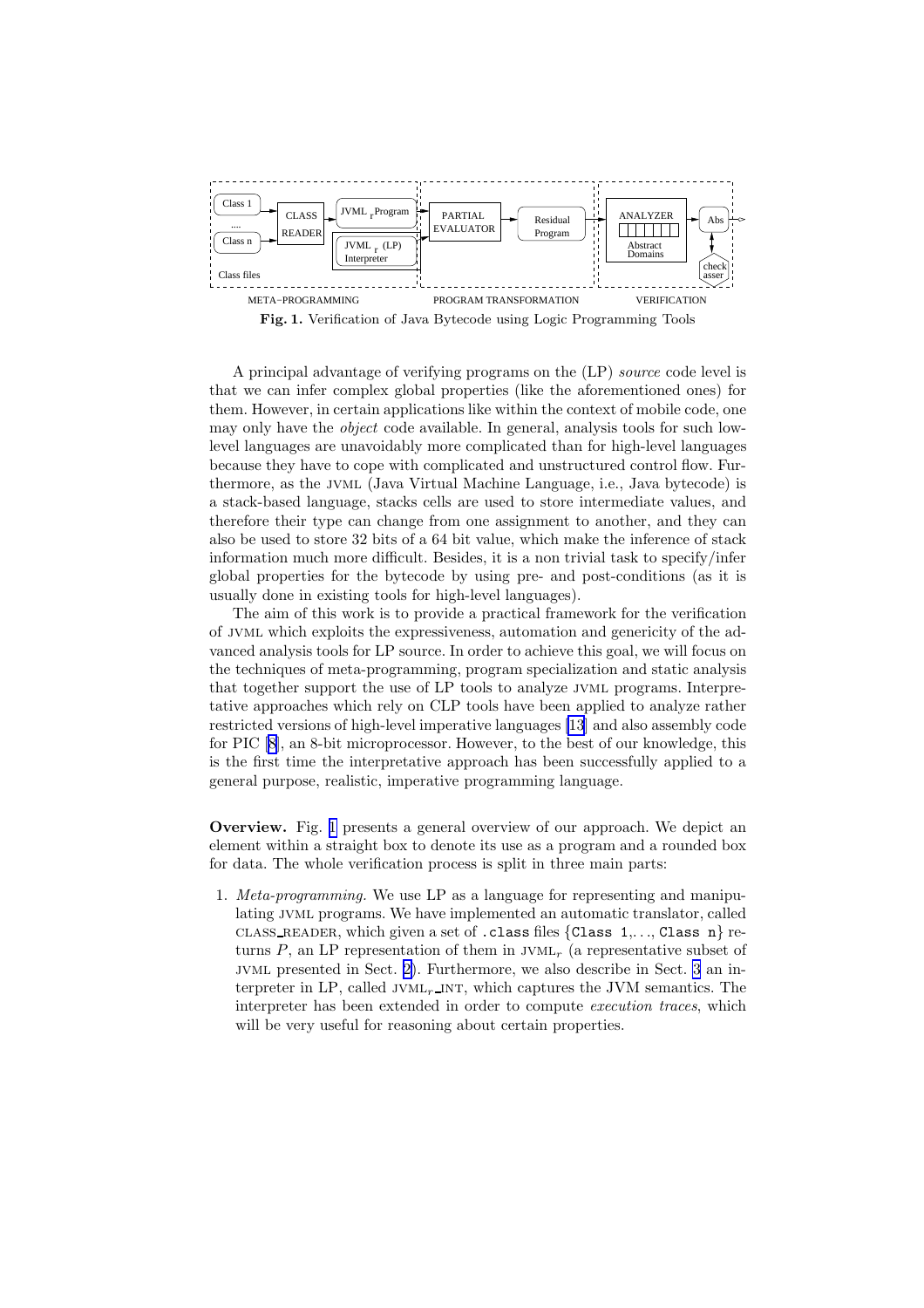Class 1

....

Class n

Class files

CLASS READER

JVML $_r$ Program

JVML $_r$ (LP) Interpreter

PARTIAL EVALUATOR

Residual Program

ANALYZER

Abstract Domains

Abs

check asser

META–PROGRAMMING

PROGRAM TRANSFORMATION

VERIFICATION

**Fig. 1.** Verification of Java Bytecode using Logic Programming Tools

A principal advantage of verifying programs on the (LP) *source* code level is that we can infer complex global properties (like the aforementioned ones) for them. However, in certain applications like within the context of mobile code, one may only have the *object* code available. In general, analysis tools for such low-level languages are unavoidably more complicated than for high-level languages because they have to cope with complicated and unstructured control flow. Furthermore, as the JVML (Java Virtual Machine Language, i.e., Java bytecode) is a stack-based language, stacks cells are used to store intermediate values, and therefore their type can change from one assignment to another, and they can also be used to store 32 bits of a 64 bit value, which make the inference of stack information much more difficult. Besides, it is a non trivial task to specify/infer global properties for the bytecode by using pre- and post-conditions (as it is usually done in existing tools for high-level languages).

The aim of this work is to provide a practical framework for the verification of JVML which exploits the expressiveness, automation and genericity of the advanced analysis tools for LP source. In order to achieve this goal, we will focus on the techniques of meta-programming, program specialization and static analysis that together support the use of LP tools to analyze JVML programs. Interpretative approaches which rely on CLP tools have been applied to analyze rather restricted versions of high-level imperative languages [13] and also assembly code for PIC [8], an 8-bit microprocessor. However, to the best of our knowledge, this is the first time the interpretative approach has been successfully applied to a general purpose, realistic, imperative programming language.

**Overview.** Fig. 1 presents a general overview of our approach. We depict an element within a straight box to denote its use as a program and a rounded box for data. The whole verification process is split in three main parts:

1. *Meta-programming.* We use LP as a language for representing and manipulating JVML programs. We have implemented an automatic translator, called CLASS_READER, which given a set of `.class` files {`Class 1`,..., `Class n`} returns $P$, an LP representation of them in JVML$_r$ (a representative subset of JVML presented in Sect. 2). Furthermore, we also describe in Sect. 3 an interpreter in LP, called JVML$_r$_INT, which captures the JVM semantics. The interpreter has been extended in order to compute *execution traces*, which will be very useful for reasoning about certain properties.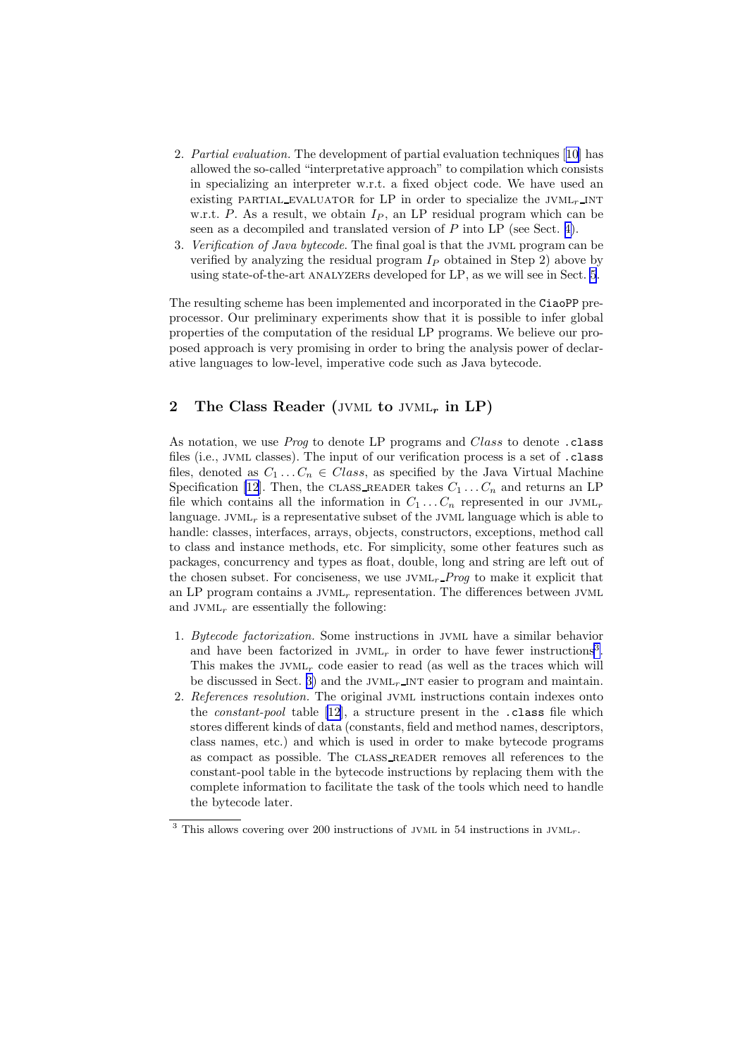2. *Partial evaluation.* The development of partial evaluation techniques [10] has allowed the so-called "interpretative approach" to compilation which consists in specializing an interpreter w.r.t. a fixed object code. We have used an existing PARTIAL_EVALUATOR for LP in order to specialize the JVML$_r$_INT w.r.t. $P$. As a result, we obtain $I_P$, an LP residual program which can be seen as a decompiled and translated version of $P$ into LP (see Sect. 4).
3. *Verification of Java bytecode.* The final goal is that the JVML program can be verified by analyzing the residual program $I_P$ obtained in Step 2) above by using state-of-the-art ANALYZERs developed for LP, as we will see in Sect. 5.

The resulting scheme has been implemented and incorporated in the `CiaoPP` preprocessor. Our preliminary experiments show that it is possible to infer global properties of the computation of the residual LP programs. We believe our proposed approach is very promising in order to bring the analysis power of declarative languages to low-level, imperative code such as Java bytecode.

## 2 The Class Reader (JVML to JVML$_r$ in LP)

As notation, we use *Prog* to denote LP programs and *Class* to denote `.class` files (i.e., JVML classes). The input of our verification process is a set of `.class` files, denoted as $C_1 \ldots C_n \in Class$, as specified by the Java Virtual Machine Specification [12]. Then, the CLASS_READER takes $C_1 \ldots C_n$ and returns an LP file which contains all the information in $C_1 \ldots C_n$ represented in our JVML$_r$ language. JVML$_r$ is a representative subset of the JVML language which is able to handle: classes, interfaces, arrays, objects, constructors, exceptions, method call to class and instance methods, etc. For simplicity, some other features such as packages, concurrency and types as float, double, long and string are left out of the chosen subset. For conciseness, we use JVML$_r$_*Prog* to make it explicit that an LP program contains a JVML$_r$ representation. The differences between JVML and JVML$_r$ are essentially the following:

1. *Bytecode factorization.* Some instructions in JVML have a similar behavior and have been factorized in JVML$_r$ in order to have fewer instructions[3]. This makes the JVML$_r$ code easier to read (as well as the traces which will be discussed in Sect. 3) and the JVML$_r$_INT easier to program and maintain.
2. *References resolution.* The original JVML instructions contain indexes onto the *constant-pool* table [12], a structure present in the `.class` file which stores different kinds of data (constants, field and method names, descriptors, class names, etc.) and which is used in order to make bytecode programs as compact as possible. The CLASS_READER removes all references to the constant-pool table in the bytecode instructions by replacing them with the complete information to facilitate the task of the tools which need to handle the bytecode later.

[3] This allows covering over 200 instructions of JVML in 54 instructions in JVML$_r$.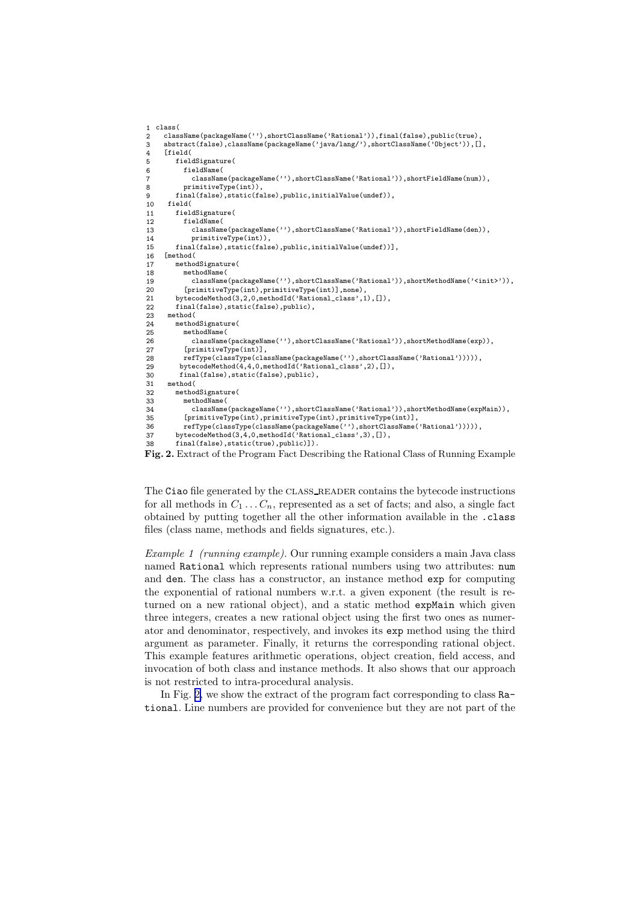```
1  class(
2    className(packageName(''),shortClassName('Rational')),final(false),public(true),
3    abstract(false),className(packageName('java/lang/'),shortClassName('Object')),[],
4    [field(
5       fieldSignature(
6         fieldName(
7           className(packageName(''),shortClassName('Rational')),shortFieldName(num)),
8         primitiveType(int)),
9       final(false),static(false),public,initialValue(undef)),
10    field(
11      fieldSignature(
12        fieldName(
13          className(packageName(''),shortClassName('Rational')),shortFieldName(den)),
14          primitiveType(int)),
15      final(false),static(false),public,initialValue(undef))],
16   [method(
17      methodSignature(
18        methodName(
19          className(packageName(''),shortClassName('Rational')),shortMethodName('<init>')),
20        [primitiveType(int),primitiveType(int)],none),
21      bytecodeMethod(3,2,0,methodId('Rational_class',1),[]),
22      final(false),static(false),public),
23    method(
24      methodSignature(
25        methodName(
26          className(packageName(''),shortClassName('Rational')),shortMethodName(exp)),
27        [primitiveType(int)],
28        refType(classType(className(packageName(''),shortClassName('Rational'))))),
29       bytecodeMethod(4,4,0,methodId('Rational_class',2),[]),
30       final(false),static(false),public),
31    method(
32      methodSignature(
33        methodName(
34          className(packageName(''),shortClassName('Rational')),shortMethodName(expMain)),
35        [primitiveType(int),primitiveType(int),primitiveType(int)],
36        refType(classType(className(packageName(''),shortClassName('Rational'))))),
37      bytecodeMethod(3,4,0,methodId('Rational_class',3),[]),
38      final(false),static(true),public)]).
```

**Fig. 2.** Extract of the Program Fact Describing the Rational Class of Running Example

The Ciao file generated by the CLASS_READER contains the bytecode instructions for all methods in $C_1 \dots C_n$, represented as a set of facts; and also, a single fact obtained by putting together all the other information available in the .class files (class name, methods and fields signatures, etc.).

*Example 1 (running example).* Our running example considers a main Java class named Rational which represents rational numbers using two attributes: num and den. The class has a constructor, an instance method exp for computing the exponential of rational numbers w.r.t. a given exponent (the result is returned on a new rational object), and a static method expMain which given three integers, creates a new rational object using the first two ones as numerator and denominator, respectively, and invokes its exp method using the third argument as parameter. Finally, it returns the corresponding rational object. This example features arithmetic operations, object creation, field access, and invocation of both class and instance methods. It also shows that our approach is not restricted to intra-procedural analysis.

In Fig. 2, we show the extract of the program fact corresponding to class Rational. Line numbers are provided for convenience but they are not part of the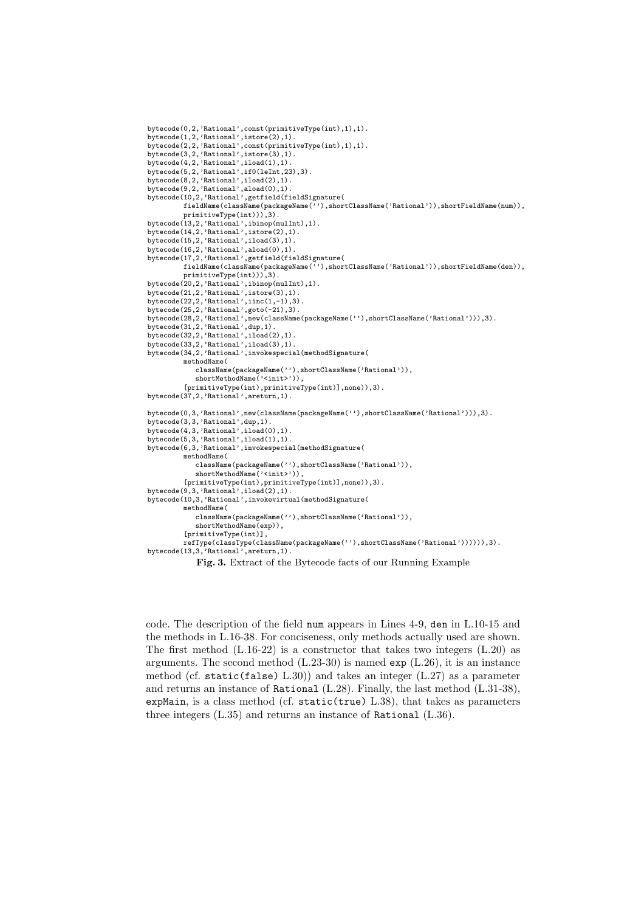```
bytecode(0,2,'Rational',const(primitiveType(int),1),1).
bytecode(1,2,'Rational',istore(2),1).
bytecode(2,2,'Rational',const(primitiveType(int),1),1).
bytecode(3,2,'Rational',istore(3),1).
bytecode(4,2,'Rational',iload(1),1).
bytecode(5,2,'Rational',if0(leInt,23),3).
bytecode(8,2,'Rational',iload(2),1).
bytecode(9,2,'Rational',aload(0),1).
bytecode(10,2,'Rational',getfield(fieldSignature(
        fieldName(className(packageName(''),shortClassName('Rational')),shortFieldName(num)),
        primitiveType(int))),3).
bytecode(13,2,'Rational',ibinop(mulInt),1).
bytecode(14,2,'Rational',istore(2),1).
bytecode(15,2,'Rational',iload(3),1).
bytecode(16,2,'Rational',aload(0),1).
bytecode(17,2,'Rational',getfield(fieldSignature(
        fieldName(className(packageName(''),shortClassName('Rational')),shortFieldName(den)),
        primitiveType(int))),3).
bytecode(20,2,'Rational',ibinop(mulInt),1).
bytecode(21,2,'Rational',istore(3),1).
bytecode(22,2,'Rational',iinc(1,-1),3).
bytecode(25,2,'Rational',goto(-21),3).
bytecode(28,2,'Rational',new(className(packageName(''),shortClassName('Rational'))),3).
bytecode(31,2,'Rational',dup,1).
bytecode(32,2,'Rational',iload(2),1).
bytecode(33,2,'Rational',iload(3),1).
bytecode(34,2,'Rational',invokespecial(methodSignature(
        methodName(
           className(packageName(''),shortClassName('Rational')),
           shortMethodName('<init>')),
        [primitiveType(int),primitiveType(int)],none)),3).
bytecode(37,2,'Rational',areturn,1).

bytecode(0,3,'Rational',new(className(packageName(''),shortClassName('Rational'))),3).
bytecode(3,3,'Rational',dup,1).
bytecode(4,3,'Rational',iload(0),1).
bytecode(5,3,'Rational',iload(1),1).
bytecode(6,3,'Rational',invokespecial(methodSignature(
        methodName(
           className(packageName(''),shortClassName('Rational')),
           shortMethodName('<init>')),
        [primitiveType(int),primitiveType(int)],none)),3).
bytecode(9,3,'Rational',iload(2),1).
bytecode(10,3,'Rational',invokevirtual(methodSignature(
        methodName(
           className(packageName(''),shortClassName('Rational')),
           shortMethodName(exp)),
        [primitiveType(int)],
        refType(classType(className(packageName(''),shortClassName('Rational')))))),3).
bytecode(13,3,'Rational',areturn,1).
```

**Fig. 3.** Extract of the Bytecode facts of our Running Example

code. The description of the field `num` appears in Lines 4-9, `den` in L.10-15 and the methods in L.16-38. For conciseness, only methods actually used are shown. The first method (L.16-22) is a constructor that takes two integers (L.20) as arguments. The second method (L.23-30) is named `exp` (L.26), it is an instance method (cf. `static(false)` L.30)) and takes an integer (L.27) as a parameter and returns an instance of `Rational` (L.28). Finally, the last method (L.31-38), `expMain`, is a class method (cf. `static(true)` L.38), that takes as parameters three integers (L.35) and returns an instance of `Rational` (L.36).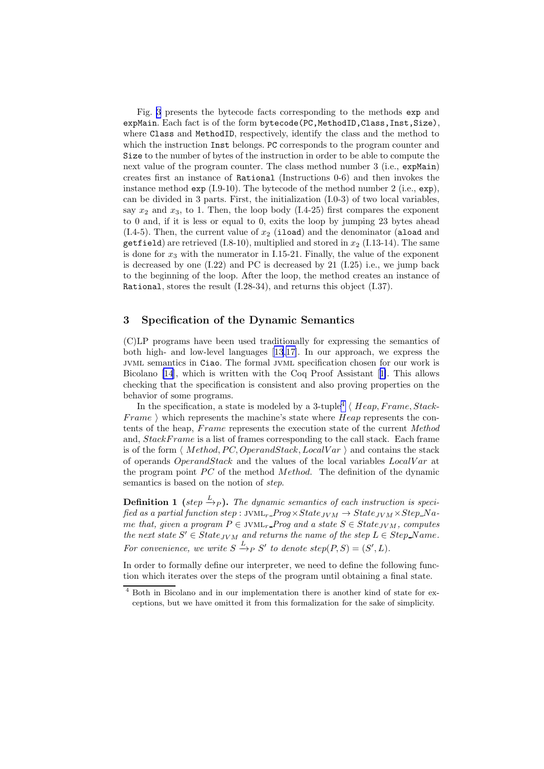Fig. 3 presents the bytecode facts corresponding to the methods `exp` and `expMain`. Each fact is of the form `bytecode(PC,MethodID,Class,Inst,Size)`, where `Class` and `MethodID`, respectively, identify the class and the method to which the instruction `Inst` belongs. `PC` corresponds to the program counter and `Size` to the number of bytes of the instruction in order to be able to compute the next value of the program counter. The class method number 3 (i.e., `expMain`) creates first an instance of `Rational` (Instructions 0-6) and then invokes the instance method `exp` (I.9-10). The bytecode of the method number 2 (i.e., `exp`), can be divided in 3 parts. First, the initialization (I.0-3) of two local variables, say $x_2$ and $x_3$, to 1. Then, the loop body (I.4-25) first compares the exponent to 0 and, if it is less or equal to 0, exits the loop by jumping 23 bytes ahead (I.4-5). Then, the current value of $x_2$ (`iload`) and the denominator (`aload` and `getfield`) are retrieved (I.8-10), multiplied and stored in $x_2$ (I.13-14). The same is done for $x_3$ with the numerator in I.15-21. Finally, the value of the exponent is decreased by one (I.22) and PC is decreased by 21 (I.25) i.e., we jump back to the beginning of the loop. After the loop, the method creates an instance of `Rational`, stores the result (I.28-34), and returns this object (I.37).

## 3 Specification of the Dynamic Semantics

(C)LP programs have been used traditionally for expressing the semantics of both high- and low-level languages [13,17]. In our approach, we express the JVML semantics in `Ciao`. The formal JVML specification chosen for our work is Bicolano [14], which is written with the Coq Proof Assistant [1]. This allows checking that the specification is consistent and also proving properties on the behavior of some programs.

In the specification, a state is modeled by a 3-tuple[4] $\langle$ *Heap*, *Frame*, *StackFrame* $\rangle$ which represents the machine's state where *Heap* represents the contents of the heap, *Frame* represents the execution state of the current *Method* and, *StackFrame* is a list of frames corresponding to the call stack. Each frame is of the form $\langle$ *Method*, *PC*, *OperandStack*, *LocalVar* $\rangle$ and contains the stack of operands *OperandStack* and the values of the local variables *LocalVar* at the program point *PC* of the method *Method*. The definition of the dynamic semantics is based on the notion of *step*.

**Definition 1** (*step* $\xrightarrow{L}_P$)**.** *The dynamic semantics of each instruction is specified as a partial function* $step : \text{JVML}_r\_Prog \times State_{JVM} \rightarrow State_{JVM} \times Step\_Name$ *that, given a program* $P \in \text{JVML}_r\_Prog$ *and a state* $S \in State_{JVM}$*, computes the next state* $S' \in State_{JVM}$ *and returns the name of the step* $L \in Step\_Name$*. For convenience, we write* $S \xrightarrow{L}_P S'$ *to denote* $step(P, S) = (S', L)$*.*

In order to formally define our interpreter, we need to define the following function which iterates over the steps of the program until obtaining a final state.

[4] Both in Bicolano and in our implementation there is another kind of state for exceptions, but we have omitted it from this formalization for the sake of simplicity.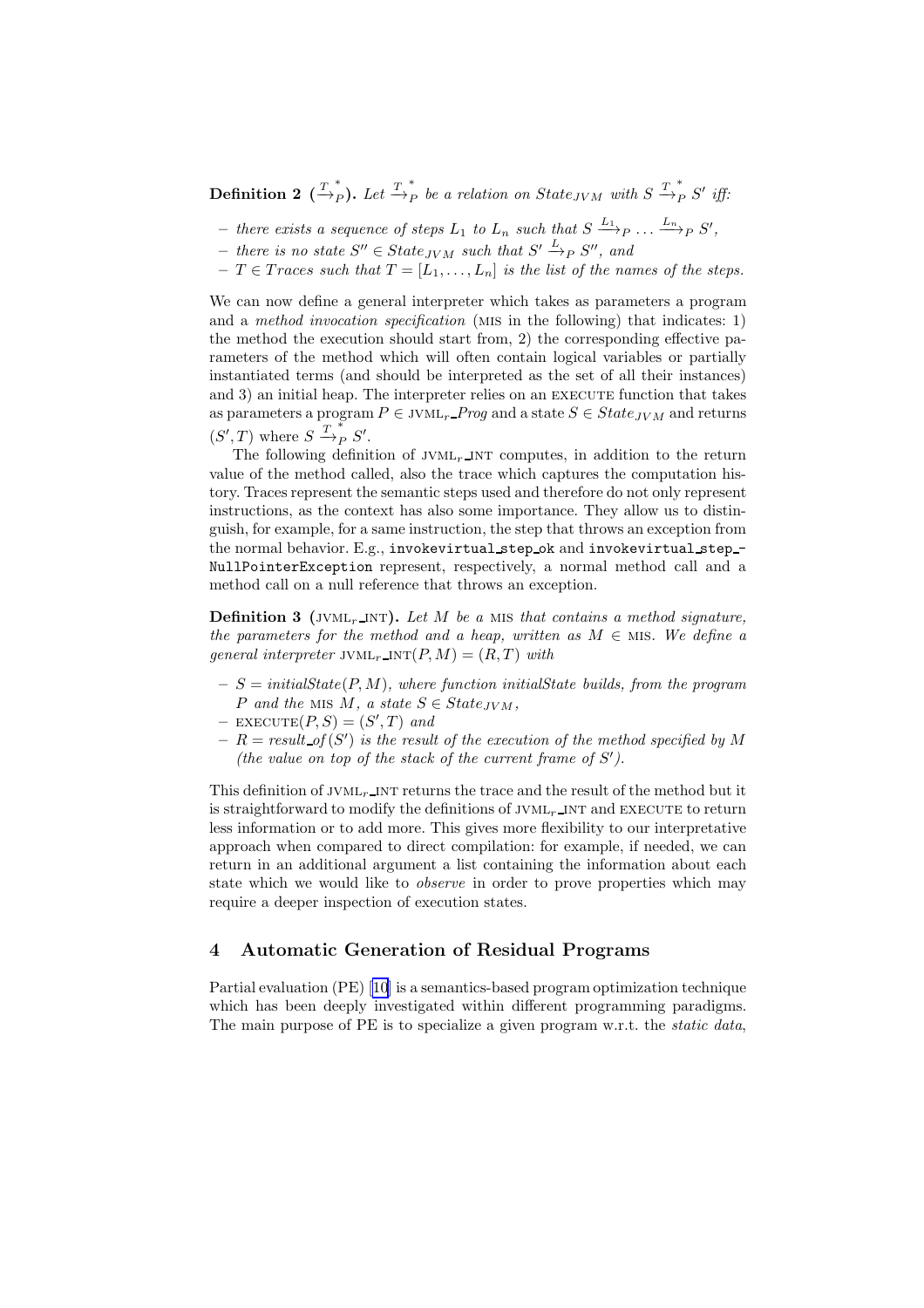**Definition 2** ($\xrightarrow{T}^{*}_{P}$)**.** *Let $\xrightarrow{T}^{*}_{P}$ be a relation on $State_{JVM}$ with $S \xrightarrow{T}^{*}_{P} S'$ iff:*

- *there exists a sequence of steps $L_1$ to $L_n$ such that $S \xrightarrow{L_1}_P \ldots \xrightarrow{L_n}_P S'$,*
- *there is no state $S'' \in State_{JVM}$ such that $S' \xrightarrow{L}_P S''$, and*
- *$T \in Traces$ such that $T = [L_1, \ldots, L_n]$ is the list of the names of the steps.*

We can now define a general interpreter which takes as parameters a program and a *method invocation specification* (MIS in the following) that indicates: 1) the method the execution should start from, 2) the corresponding effective parameters of the method which will often contain logical variables or partially instantiated terms (and should be interpreted as the set of all their instances) and 3) an initial heap. The interpreter relies on an EXECUTE function that takes as parameters a program $P \in$ JVML$_r$_*Prog* and a state $S \in State_{JVM}$ and returns $(S', T)$ where $S \xrightarrow{T}^{*}_{P} S'$.

The following definition of JVML$_r$_INT computes, in addition to the return value of the method called, also the trace which captures the computation history. Traces represent the semantic steps used and therefore do not only represent instructions, as the context has also some importance. They allow us to distinguish, for example, for a same instruction, the step that throws an exception from the normal behavior. E.g., `invokevirtual_step_ok` and `invokevirtual_step_NullPointerException` represent, respectively, a normal method call and a method call on a null reference that throws an exception.

**Definition 3** (JVML$_r$_INT)**.** *Let $M$ be a* MIS *that contains a method signature, the parameters for the method and a heap, written as $M \in$* MIS*. We define a general interpreter* JVML$_r$_INT$(P, M) = (R, T)$ *with*

- *$S = initialState(P, M)$, where function initialState builds, from the program $P$ and the* MIS *$M$, a state $S \in State_{JVM}$,*
- EXECUTE$(P, S) = (S', T)$ *and*
- *$R = result\_of(S')$ is the result of the execution of the method specified by $M$ (the value on top of the stack of the current frame of $S'$).*

This definition of JVML$_r$_INT returns the trace and the result of the method but it is straightforward to modify the definitions of JVML$_r$_INT and EXECUTE to return less information or to add more. This gives more flexibility to our interpretative approach when compared to direct compilation: for example, if needed, we can return in an additional argument a list containing the information about each state which we would like to *observe* in order to prove properties which may require a deeper inspection of execution states.

## 4 Automatic Generation of Residual Programs

Partial evaluation (PE) [10] is a semantics-based program optimization technique which has been deeply investigated within different programming paradigms. The main purpose of PE is to specialize a given program w.r.t. the *static data*,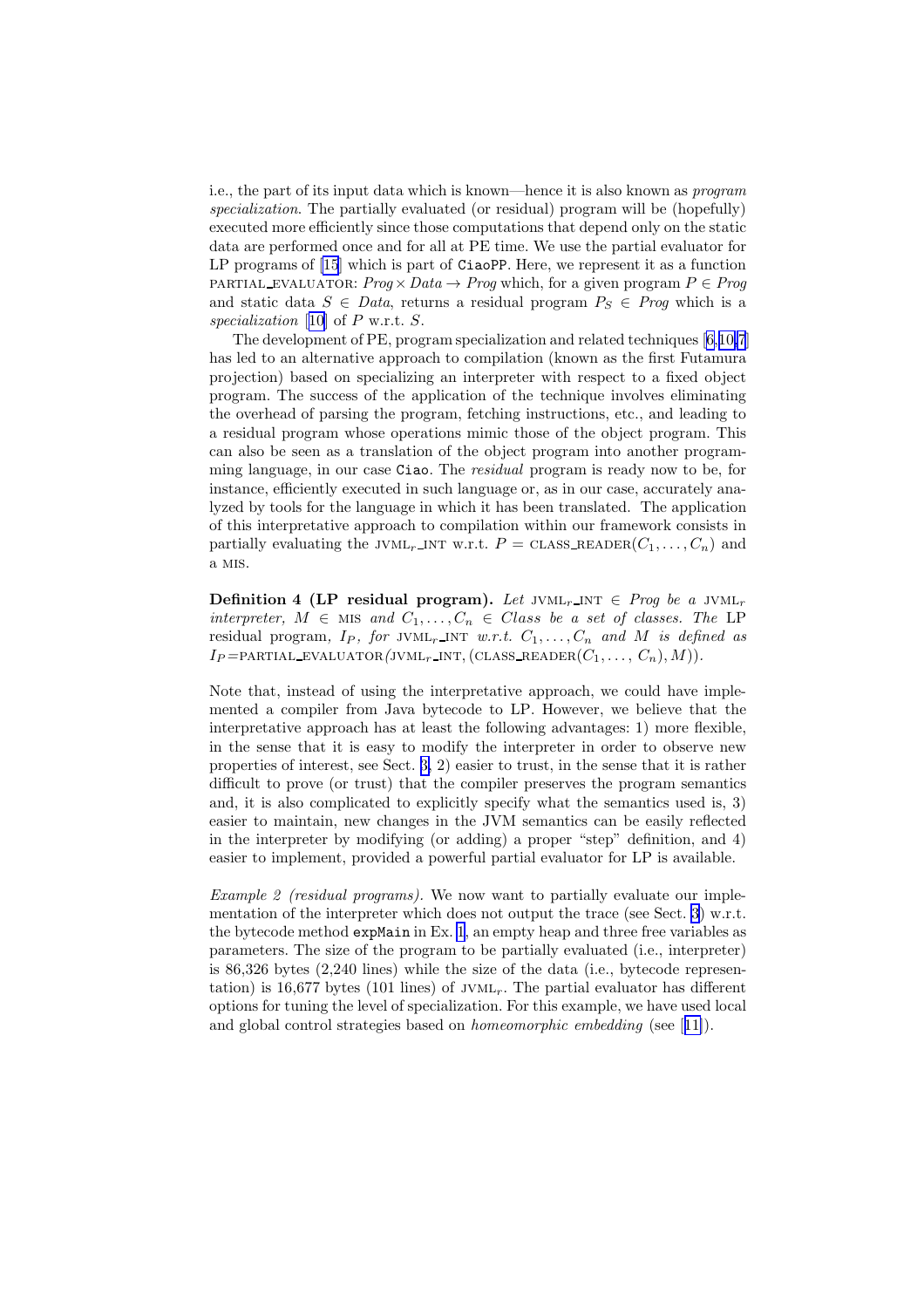i.e., the part of its input data which is known—hence it is also known as *program specialization*. The partially evaluated (or residual) program will be (hopefully) executed more efficiently since those computations that depend only on the static data are performed once and for all at PE time. We use the partial evaluator for LP programs of [15] which is part of `CiaoPP`. Here, we represent it as a function PARTIAL_EVALUATOR: $Prog \times Data \rightarrow Prog$ which, for a given program $P \in Prog$ and static data $S \in Data$, returns a residual program $P_S \in Prog$ which is a *specialization* [10] of $P$ w.r.t. $S$.

The development of PE, program specialization and related techniques [6,10,7] has led to an alternative approach to compilation (known as the first Futamura projection) based on specializing an interpreter with respect to a fixed object program. The success of the application of the technique involves eliminating the overhead of parsing the program, fetching instructions, etc., and leading to a residual program whose operations mimic those of the object program. This can also be seen as a translation of the object program into another programming language, in our case `Ciao`. The *residual* program is ready now to be, for instance, efficiently executed in such language or, as in our case, accurately analyzed by tools for the language in which it has been translated. The application of this interpretative approach to compilation within our framework consists in partially evaluating the JVML$_r$_INT w.r.t. $P$ = CLASS_READER$(C_1, \ldots, C_n)$ and a MIS.

**Definition 4 (LP residual program).** *Let JVML$_r$_INT $\in$ Prog be a JVML$_r$ interpreter, $M \in$ MIS and $C_1, \ldots, C_n \in$ Class be a set of classes. The* LP *residual program, $I_P$, for JVML$_r$_INT w.r.t. $C_1, \ldots, C_n$ and $M$ is defined as $I_P$=*PARTIAL_EVALUATOR*(JVML$_r$_INT, (CLASS_READER$(C_1, \ldots, C_n), M$)).*

Note that, instead of using the interpretative approach, we could have implemented a compiler from Java bytecode to LP. However, we believe that the interpretative approach has at least the following advantages: 1) more flexible, in the sense that it is easy to modify the interpreter in order to observe new properties of interest, see Sect. 3, 2) easier to trust, in the sense that it is rather difficult to prove (or trust) that the compiler preserves the program semantics and, it is also complicated to explicitly specify what the semantics used is, 3) easier to maintain, new changes in the JVM semantics can be easily reflected in the interpreter by modifying (or adding) a proper "step" definition, and 4) easier to implement, provided a powerful partial evaluator for LP is available.

*Example 2 (residual programs).* We now want to partially evaluate our implementation of the interpreter which does not output the trace (see Sect. 3) w.r.t. the bytecode method `expMain` in Ex. 1, an empty heap and three free variables as parameters. The size of the program to be partially evaluated (i.e., interpreter) is 86,326 bytes (2,240 lines) while the size of the data (i.e., bytecode representation) is 16,677 bytes (101 lines) of JVML$_r$. The partial evaluator has different options for tuning the level of specialization. For this example, we have used local and global control strategies based on *homeomorphic embedding* (see [11]).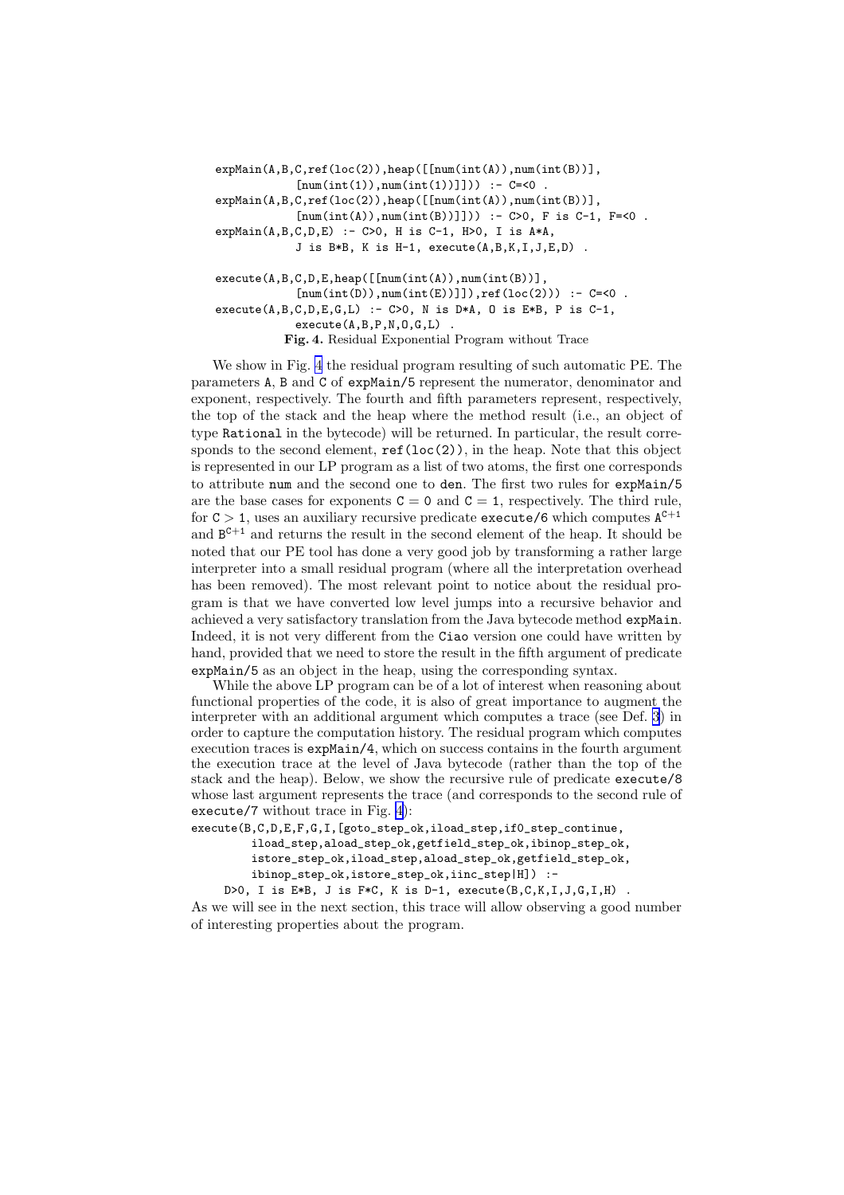```
expMain(A,B,C,ref(loc(2)),heap([[num(int(A)),num(int(B))],
             [num(int(1)),num(int(1))]])) :- C=<0 .
expMain(A,B,C,ref(loc(2)),heap([[num(int(A)),num(int(B))],
             [num(int(A)),num(int(B))]])) :- C>0, F is C-1, F=<0 .
expMain(A,B,C,D,E) :- C>0, H is C-1, H>0, I is A*A,
             J is B*B, K is H-1, execute(A,B,K,I,J,E,D) .

execute(A,B,C,D,E,heap([[num(int(A)),num(int(B))],
             [num(int(D)),num(int(E))]]),ref(loc(2))) :- C=<0 .
execute(A,B,C,D,E,G,L) :- C>0, N is D*A, O is E*B, P is C-1,
             execute(A,B,P,N,O,G,L) .
```

**Fig. 4.** Residual Exponential Program without Trace

We show in Fig. 4 the residual program resulting of such automatic PE. The parameters A, B and C of expMain/5 represent the numerator, denominator and exponent, respectively. The fourth and fifth parameters represent, respectively, the top of the stack and the heap where the method result (i.e., an object of type Rational in the bytecode) will be returned. In particular, the result corresponds to the second element, ref(loc(2)), in the heap. Note that this object is represented in our LP program as a list of two atoms, the first one corresponds to attribute num and the second one to den. The first two rules for expMain/5 are the base cases for exponents C = 0 and C = 1, respectively. The third rule, for C > 1, uses an auxiliary recursive predicate execute/6 which computes $A^{C+1}$ and $B^{C+1}$ and returns the result in the second element of the heap. It should be noted that our PE tool has done a very good job by transforming a rather large interpreter into a small residual program (where all the interpretation overhead has been removed). The most relevant point to notice about the residual program is that we have converted low level jumps into a recursive behavior and achieved a very satisfactory translation from the Java bytecode method expMain. Indeed, it is not very different from the Ciao version one could have written by hand, provided that we need to store the result in the fifth argument of predicate expMain/5 as an object in the heap, using the corresponding syntax.

While the above LP program can be of a lot of interest when reasoning about functional properties of the code, it is also of great importance to augment the interpreter with an additional argument which computes a trace (see Def. 3) in order to capture the computation history. The residual program which computes execution traces is expMain/4, which on success contains in the fourth argument the execution trace at the level of Java bytecode (rather than the top of the stack and the heap). Below, we show the recursive rule of predicate execute/8 whose last argument represents the trace (and corresponds to the second rule of execute/7 without trace in Fig. 4):

```
execute(B,C,D,E,F,G,I,[goto_step_ok,iload_step,if0_step_continue,
        iload_step,aload_step_ok,getfield_step_ok,ibinop_step_ok,
        istore_step_ok,iload_step,aload_step_ok,getfield_step_ok,
        ibinop_step_ok,istore_step_ok,iinc_step|H]) :-
    D>0, I is E*B, J is F*C, K is D-1, execute(B,C,K,I,J,G,I,H) .
```

As we will see in the next section, this trace will allow observing a good number of interesting properties about the program.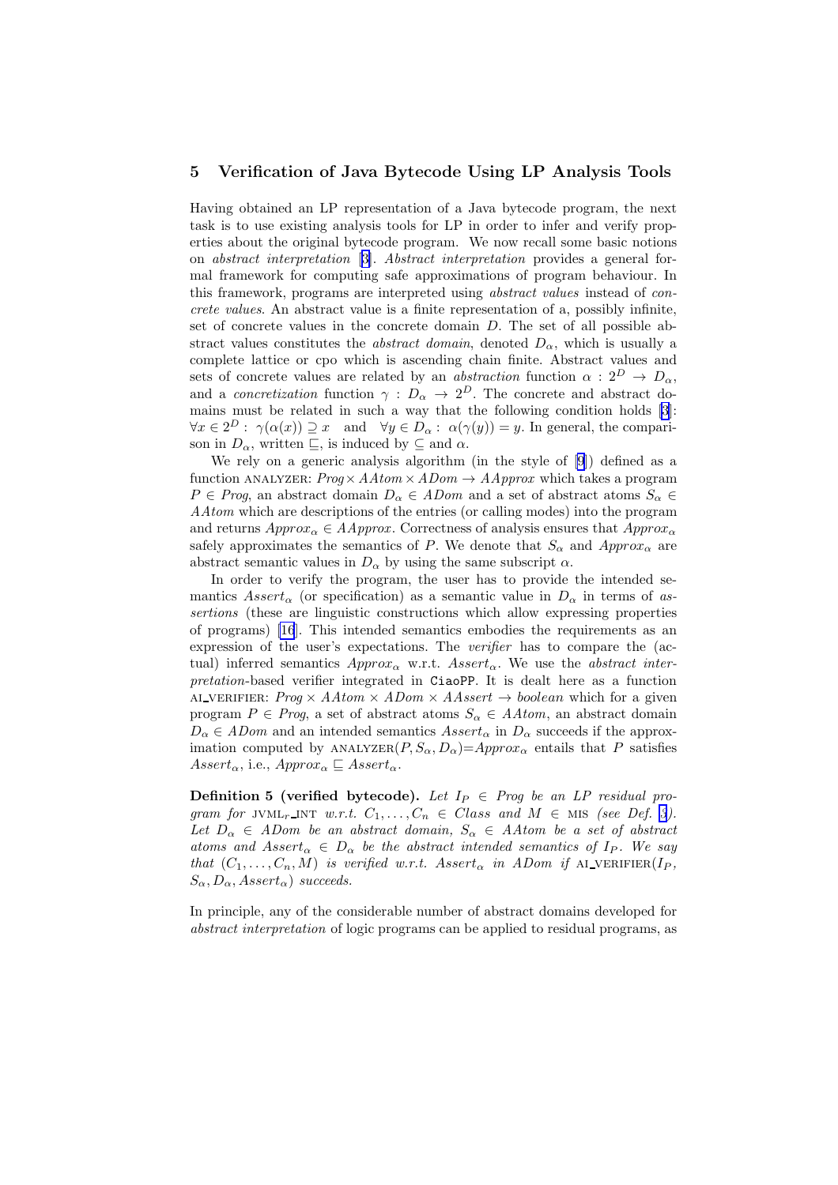## 5 Verification of Java Bytecode Using LP Analysis Tools

Having obtained an LP representation of a Java bytecode program, the next task is to use existing analysis tools for LP in order to infer and verify properties about the original bytecode program. We now recall some basic notions on *abstract interpretation* [3]. *Abstract interpretation* provides a general formal framework for computing safe approximations of program behaviour. In this framework, programs are interpreted using *abstract values* instead of *concrete values*. An abstract value is a finite representation of a, possibly infinite, set of concrete values in the concrete domain $D$. The set of all possible abstract values constitutes the *abstract domain*, denoted $D_\alpha$, which is usually a complete lattice or cpo which is ascending chain finite. Abstract values and sets of concrete values are related by an *abstraction* function $\alpha : 2^D \to D_\alpha$, and a *concretization* function $\gamma : D_\alpha \to 2^D$. The concrete and abstract domains must be related in such a way that the following condition holds [3]: $\forall x \in 2^D : \gamma(\alpha(x)) \supseteq x$ and $\forall y \in D_\alpha : \alpha(\gamma(y)) = y$. In general, the comparison in $D_\alpha$, written $\sqsubseteq$, is induced by $\subseteq$ and $\alpha$.

We rely on a generic analysis algorithm (in the style of [9]) defined as a function ANALYZER: $Prog \times AAtom \times ADom \to AApprox$ which takes a program $P \in Prog$, an abstract domain $D_\alpha \in ADom$ and a set of abstract atoms $S_\alpha \in AAtom$ which are descriptions of the entries (or calling modes) into the program and returns $Approx_\alpha \in AApprox$. Correctness of analysis ensures that $Approx_\alpha$ safely approximates the semantics of $P$. We denote that $S_\alpha$ and $Approx_\alpha$ are abstract semantic values in $D_\alpha$ by using the same subscript $\alpha$.

In order to verify the program, the user has to provide the intended semantics $Assert_\alpha$ (or specification) as a semantic value in $D_\alpha$ in terms of *assertions* (these are linguistic constructions which allow expressing properties of programs) [16]. This intended semantics embodies the requirements as an expression of the user's expectations. The *verifier* has to compare the (actual) inferred semantics $Approx_\alpha$ w.r.t. $Assert_\alpha$. We use the *abstract interpretation*-based verifier integrated in `CiaoPP`. It is dealt here as a function AI_VERIFIER: $Prog \times AAtom \times ADom \times AAssert \to boolean$ which for a given program $P \in Prog$, a set of abstract atoms $S_\alpha \in AAtom$, an abstract domain $D_\alpha \in ADom$ and an intended semantics $Assert_\alpha$ in $D_\alpha$ succeeds if the approximation computed by ANALYZER$(P, S_\alpha, D_\alpha)$=$Approx_\alpha$ entails that $P$ satisfies $Assert_\alpha$, i.e., $Approx_\alpha \sqsubseteq Assert_\alpha$.

**Definition 5 (verified bytecode).** *Let $I_P \in Prog$ be an LP residual program for* JVML$_r$_INT *w.r.t. $C_1, \ldots, C_n \in Class$ and $M \in$* MIS *(see Def. 3). Let $D_\alpha \in ADom$ be an abstract domain, $S_\alpha \in AAtom$ be a set of abstract atoms and $Assert_\alpha \in D_\alpha$ be the abstract intended semantics of $I_P$. We say that $(C_1, \ldots, C_n, M)$ is verified w.r.t. $Assert_\alpha$ in $ADom$ if* AI_VERIFIER$(I_P, S_\alpha, D_\alpha, Assert_\alpha)$ *succeeds.*

In principle, any of the considerable number of abstract domains developed for *abstract interpretation* of logic programs can be applied to residual programs, as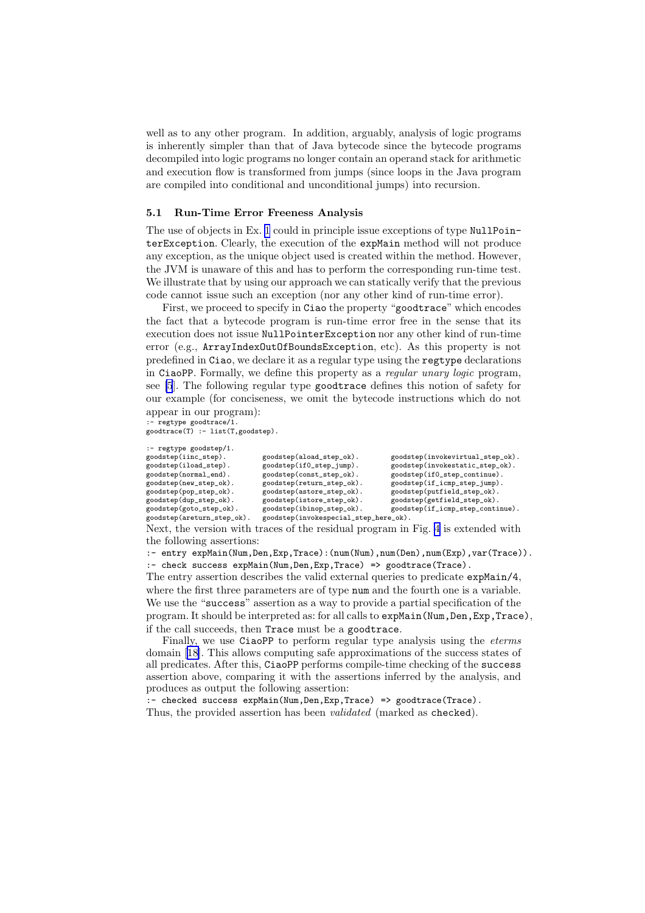well as to any other program. In addition, arguably, analysis of logic programs is inherently simpler than that of Java bytecode since the bytecode programs decompiled into logic programs no longer contain an operand stack for arithmetic and execution flow is transformed from jumps (since loops in the Java program are compiled into conditional and unconditional jumps) into recursion.

### 5.1 Run-Time Error Freeness Analysis

The use of objects in Ex. 1 could in principle issue exceptions of type `NullPointerException`. Clearly, the execution of the `expMain` method will not produce any exception, as the unique object used is created within the method. However, the JVM is unaware of this and has to perform the corresponding run-time test. We illustrate that by using our approach we can statically verify that the previous code cannot issue such an exception (nor any other kind of run-time error).

First, we proceed to specify in `Ciao` the property "`goodtrace`" which encodes the fact that a bytecode program is run-time error free in the sense that its execution does not issue `NullPointerException` nor any other kind of run-time error (e.g., `ArrayIndexOutOfBoundsException`, etc). As this property is not predefined in `Ciao`, we declare it as a regular type using the `regtype` declarations in `CiaoPP`. Formally, we define this property as a *regular unary logic* program, see [5]. The following regular type `goodtrace` defines this notion of safety for our example (for conciseness, we omit the bytecode instructions which do not appear in our program):

```
:- regtype goodtrace/1.
goodtrace(T) :- list(T,goodstep).

:- regtype goodstep/1.
goodstep(iinc_step).          goodstep(aload_step_ok).        goodstep(invokevirtual_step_ok).
goodstep(iload_step).         goodstep(if0_step_jump).        goodstep(invokestatic_step_ok).
goodstep(normal_end).         goodstep(const_step_ok).        goodstep(if0_step_continue).
goodstep(new_step_ok).        goodstep(return_step_ok).       goodstep(if_icmp_step_jump).
goodstep(pop_step_ok).        goodstep(astore_step_ok).       goodstep(putfield_step_ok).
goodstep(dup_step_ok).        goodstep(istore_step_ok).       goodstep(getfield_step_ok).
goodstep(goto_step_ok).       goodstep(ibinop_step_ok).       goodstep(if_icmp_step_continue).
goodstep(areturn_step_ok).    goodstep(invokespecial_step_here_ok).
```

Next, the version with traces of the residual program in Fig. 4 is extended with the following assertions:

```
:- entry expMain(Num,Den,Exp,Trace):(num(Num),num(Den),num(Exp),var(Trace)).
:- check success expMain(Num,Den,Exp,Trace) => goodtrace(Trace).
```

The entry assertion describes the valid external queries to predicate `expMain/4`, where the first three parameters are of type `num` and the fourth one is a variable. We use the "`success`" assertion as a way to provide a partial specification of the program. It should be interpreted as: for all calls to `expMain(Num,Den,Exp,Trace)`, if the call succeeds, then `Trace` must be a `goodtrace`.

Finally, we use `CiaoPP` to perform regular type analysis using the *eterms* domain [18]. This allows computing safe approximations of the success states of all predicates. After this, `CiaoPP` performs compile-time checking of the `success` assertion above, comparing it with the assertions inferred by the analysis, and produces as output the following assertion:

```
:- checked success expMain(Num,Den,Exp,Trace) => goodtrace(Trace).
```

Thus, the provided assertion has been *validated* (marked as `checked`).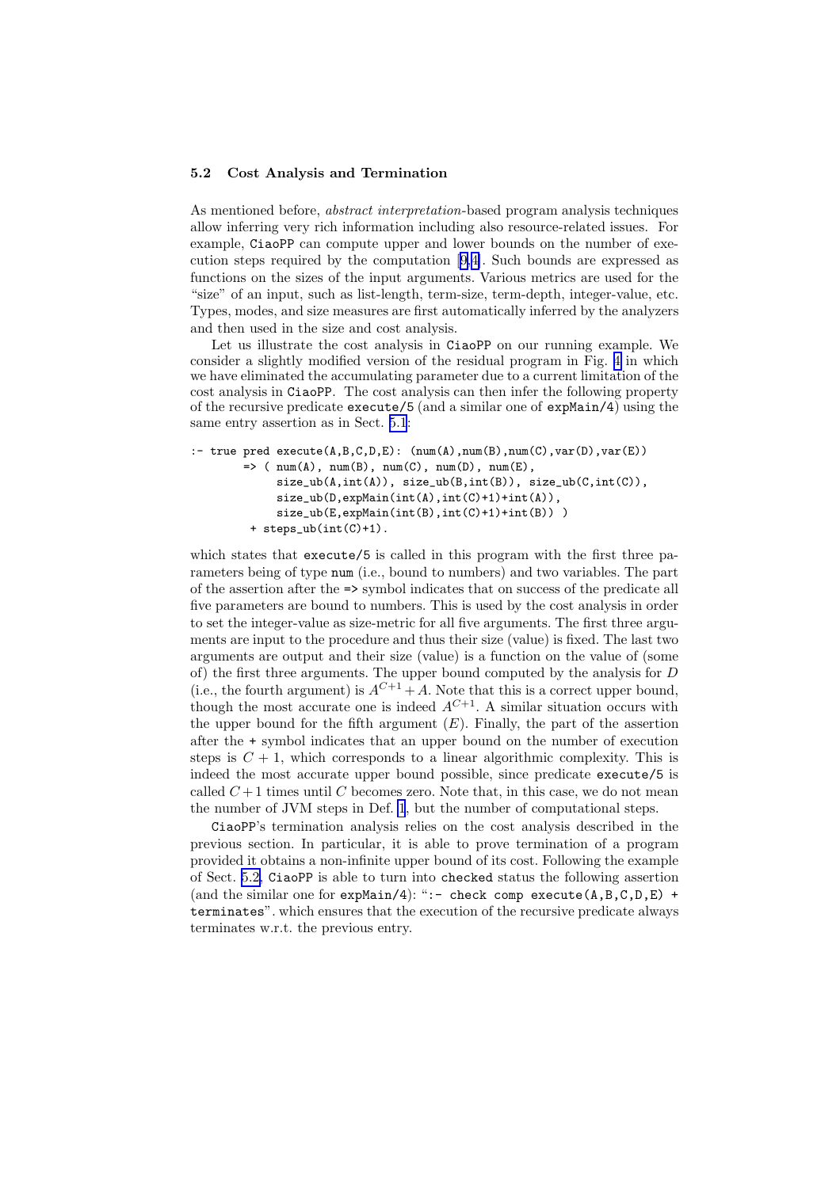### 5.2 Cost Analysis and Termination

As mentioned before, *abstract interpretation*-based program analysis techniques allow inferring very rich information including also resource-related issues. For example, CiaoPP can compute upper and lower bounds on the number of execution steps required by the computation [9,4]. Such bounds are expressed as functions on the sizes of the input arguments. Various metrics are used for the "size" of an input, such as list-length, term-size, term-depth, integer-value, etc. Types, modes, and size measures are first automatically inferred by the analyzers and then used in the size and cost analysis.

Let us illustrate the cost analysis in CiaoPP on our running example. We consider a slightly modified version of the residual program in Fig. 4 in which we have eliminated the accumulating parameter due to a current limitation of the cost analysis in CiaoPP. The cost analysis can then infer the following property of the recursive predicate execute/5 (and a similar one of expMain/4) using the same entry assertion as in Sect. 5.1:

```
:- true pred execute(A,B,C,D,E): (num(A),num(B),num(C),var(D),var(E))
       => ( num(A), num(B), num(C), num(D), num(E),
            size_ub(A,int(A)), size_ub(B,int(B)), size_ub(C,int(C)),
            size_ub(D,expMain(int(A),int(C)+1)+int(A)),
            size_ub(E,expMain(int(B),int(C)+1)+int(B)) )
        + steps_ub(int(C)+1).
```

which states that execute/5 is called in this program with the first three parameters being of type num (i.e., bound to numbers) and two variables. The part of the assertion after the => symbol indicates that on success of the predicate all five parameters are bound to numbers. This is used by the cost analysis in order to set the integer-value as size-metric for all five arguments. The first three arguments are input to the procedure and thus their size (value) is fixed. The last two arguments are output and their size (value) is a function on the value of (some of) the first three arguments. The upper bound computed by the analysis for $D$ (i.e., the fourth argument) is $A^{C+1}+A$. Note that this is a correct upper bound, though the most accurate one is indeed $A^{C+1}$. A similar situation occurs with the upper bound for the fifth argument ($E$). Finally, the part of the assertion after the + symbol indicates that an upper bound on the number of execution steps is $C+1$, which corresponds to a linear algorithmic complexity. This is indeed the most accurate upper bound possible, since predicate execute/5 is called $C+1$ times until $C$ becomes zero. Note that, in this case, we do not mean the number of JVM steps in Def. 1, but the number of computational steps.

CiaoPP's termination analysis relies on the cost analysis described in the previous section. In particular, it is able to prove termination of a program provided it obtains a non-infinite upper bound of its cost. Following the example of Sect. 5.2, CiaoPP is able to turn into checked status the following assertion (and the similar one for expMain/4): "`:- check comp execute(A,B,C,D,E) + terminates`". which ensures that the execution of the recursive predicate always terminates w.r.t. the previous entry.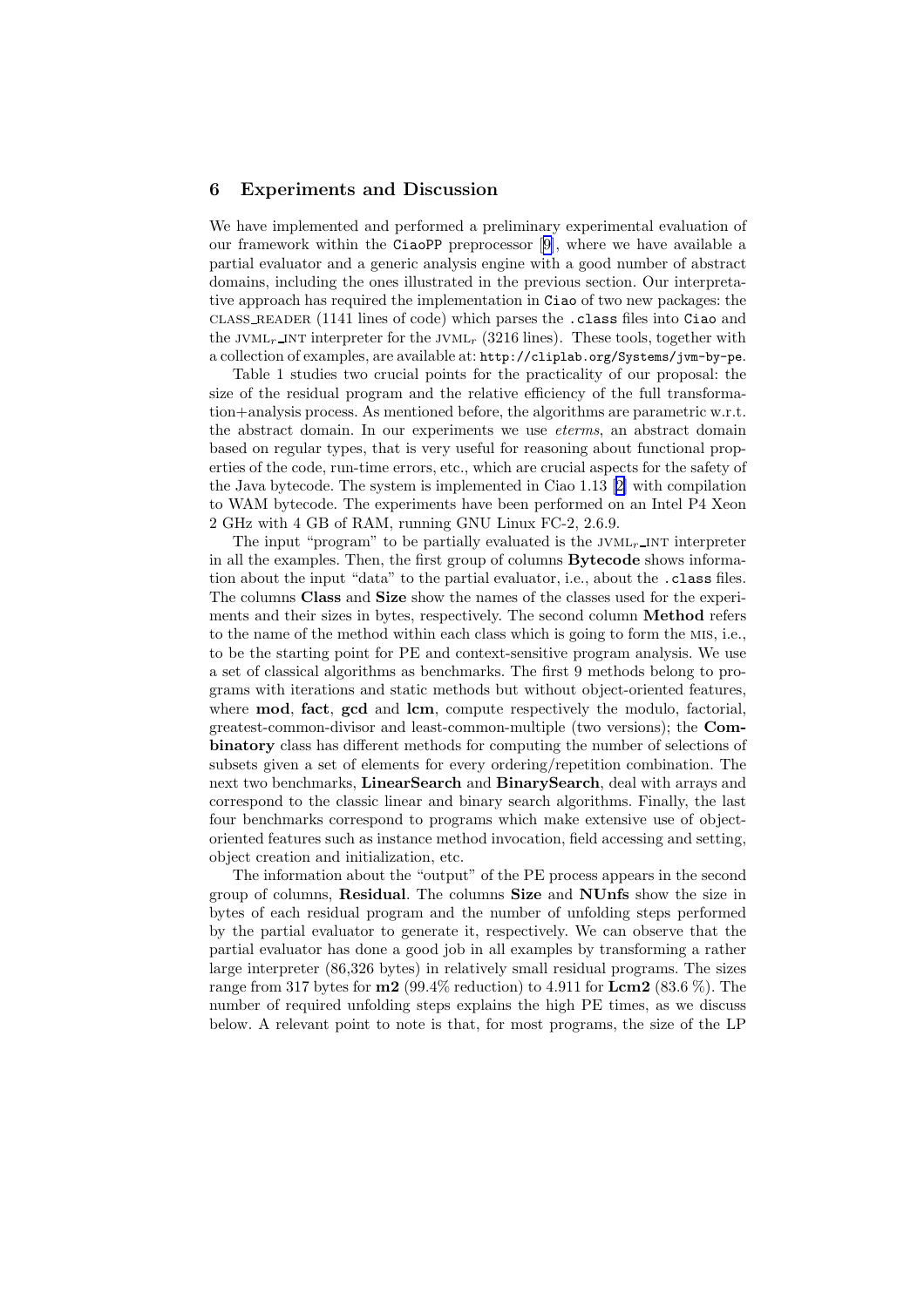## 6 Experiments and Discussion

We have implemented and performed a preliminary experimental evaluation of our framework within the CiaoPP preprocessor [9], where we have available a partial evaluator and a generic analysis engine with a good number of abstract domains, including the ones illustrated in the previous section. Our interpretative approach has required the implementation in Ciao of two new packages: the CLASS_READER (1141 lines of code) which parses the .class files into Ciao and the $\text{JVML}_r$_INT interpreter for the $\text{JVML}_r$ (3216 lines). These tools, together with a collection of examples, are available at: http://cliplab.org/Systems/jvm-by-pe.

Table 1 studies two crucial points for the practicality of our proposal: the size of the residual program and the relative efficiency of the full transformation+analysis process. As mentioned before, the algorithms are parametric w.r.t. the abstract domain. In our experiments we use *eterms*, an abstract domain based on regular types, that is very useful for reasoning about functional properties of the code, run-time errors, etc., which are crucial aspects for the safety of the Java bytecode. The system is implemented in Ciao 1.13 [2] with compilation to WAM bytecode. The experiments have been performed on an Intel P4 Xeon 2 GHz with 4 GB of RAM, running GNU Linux FC-2, 2.6.9.

The input "program" to be partially evaluated is the $\text{JVML}_r$_INT interpreter in all the examples. Then, the first group of columns **Bytecode** shows information about the input "data" to the partial evaluator, i.e., about the .class files. The columns **Class** and **Size** show the names of the classes used for the experiments and their sizes in bytes, respectively. The second column **Method** refers to the name of the method within each class which is going to form the MIS, i.e., to be the starting point for PE and context-sensitive program analysis. We use a set of classical algorithms as benchmarks. The first 9 methods belong to programs with iterations and static methods but without object-oriented features, where **mod**, **fact**, **gcd** and **lcm**, compute respectively the modulo, factorial, greatest-common-divisor and least-common-multiple (two versions); the **Combinatory** class has different methods for computing the number of selections of subsets given a set of elements for every ordering/repetition combination. The next two benchmarks, **LinearSearch** and **BinarySearch**, deal with arrays and correspond to the classic linear and binary search algorithms. Finally, the last four benchmarks correspond to programs which make extensive use of object-oriented features such as instance method invocation, field accessing and setting, object creation and initialization, etc.

The information about the "output" of the PE process appears in the second group of columns, **Residual**. The columns **Size** and **NUnfs** show the size in bytes of each residual program and the number of unfolding steps performed by the partial evaluator to generate it, respectively. We can observe that the partial evaluator has done a good job in all examples by transforming a rather large interpreter (86,326 bytes) in relatively small residual programs. The sizes range from 317 bytes for **m2** (99.4% reduction) to 4.911 for **Lcm2** (83.6 %). The number of required unfolding steps explains the high PE times, as we discuss below. A relevant point to note is that, for most programs, the size of the LP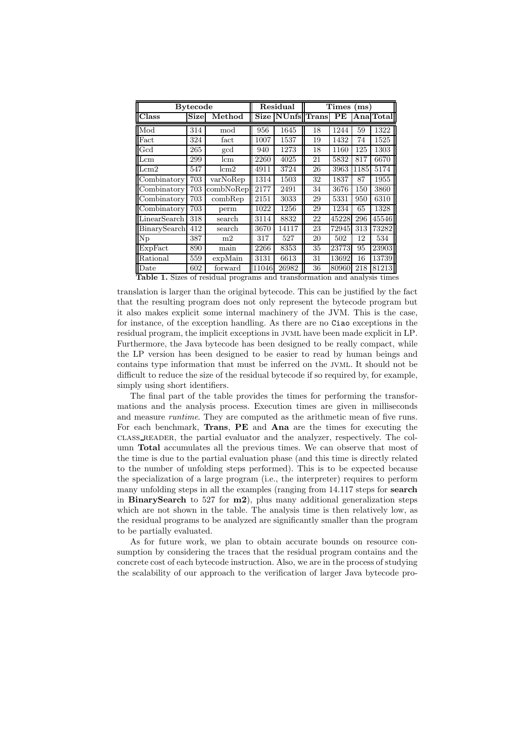| Bytecode | | | Residual | | Times (ms) | | | |
|---|---|---|---|---|---|---|---|---|
| **Class** | **Size** | **Method** | **Size** | **NUnfs** | **Trans** | **PE** | **Ana** | **Total** |
| Mod | 314 | mod | 956 | 1645 | 18 | 1244 | 59 | 1322 |
| Fact | 324 | fact | 1007 | 1537 | 19 | 1432 | 74 | 1525 |
| Gcd | 265 | gcd | 940 | 1273 | 18 | 1160 | 125 | 1303 |
| Lcm | 299 | lcm | 2260 | 4025 | 21 | 5832 | 817 | 6670 |
| Lcm2 | 547 | lcm2 | 4911 | 3724 | 26 | 3963 | 1185 | 5174 |
| Combinatory | 703 | varNoRep | 1314 | 1503 | 32 | 1837 | 87 | 1955 |
| Combinatory | 703 | combNoRep | 2177 | 2491 | 34 | 3676 | 150 | 3860 |
| Combinatory | 703 | combRep | 2151 | 3033 | 29 | 5331 | 950 | 6310 |
| Combinatory | 703 | perm | 1022 | 1256 | 29 | 1234 | 65 | 1328 |
| LinearSearch | 318 | search | 3114 | 8832 | 22 | 45228 | 296 | 45546 |
| BinarySearch | 412 | search | 3670 | 14117 | 23 | 72945 | 313 | 73282 |
| Np | 387 | m2 | 317 | 527 | 20 | 502 | 12 | 534 |
| ExpFact | 890 | main | 2266 | 8353 | 35 | 23773 | 95 | 23903 |
| Rational | 559 | expMain | 3131 | 6613 | 31 | 13692 | 16 | 13739 |
| Date | 602 | forward | 11046 | 26982 | 36 | 80960 | 218 | 81213 |

**Table 1.** Sizes of residual programs and transformation and analysis times

translation is larger than the original bytecode. This can be justified by the fact that the resulting program does not only represent the bytecode program but it also makes explicit some internal machinery of the JVM. This is the case, for instance, of the exception handling. As there are no Ciao exceptions in the residual program, the implicit exceptions in JVML have been made explicit in LP. Furthermore, the Java bytecode has been designed to be really compact, while the LP version has been designed to be easier to read by human beings and contains type information that must be inferred on the JVML. It should not be difficult to reduce the size of the residual bytecode if so required by, for example, simply using short identifiers.

The final part of the table provides the times for performing the transformations and the analysis process. Execution times are given in milliseconds and measure *runtime*. They are computed as the arithmetic mean of five runs. For each benchmark, **Trans**, **PE** and **Ana** are the times for executing the CLASS_READER, the partial evaluator and the analyzer, respectively. The column **Total** accumulates all the previous times. We can observe that most of the time is due to the partial evaluation phase (and this time is directly related to the number of unfolding steps performed). This is to be expected because the specialization of a large program (i.e., the interpreter) requires to perform many unfolding steps in all the examples (ranging from 14.117 steps for **search** in **BinarySearch** to 527 for **m2**), plus many additional generalization steps which are not shown in the table. The analysis time is then relatively low, as the residual programs to be analyzed are significantly smaller than the program to be partially evaluated.

As for future work, we plan to obtain accurate bounds on resource consumption by considering the traces that the residual program contains and the concrete cost of each bytecode instruction. Also, we are in the process of studying the scalability of our approach to the verification of larger Java bytecode pro-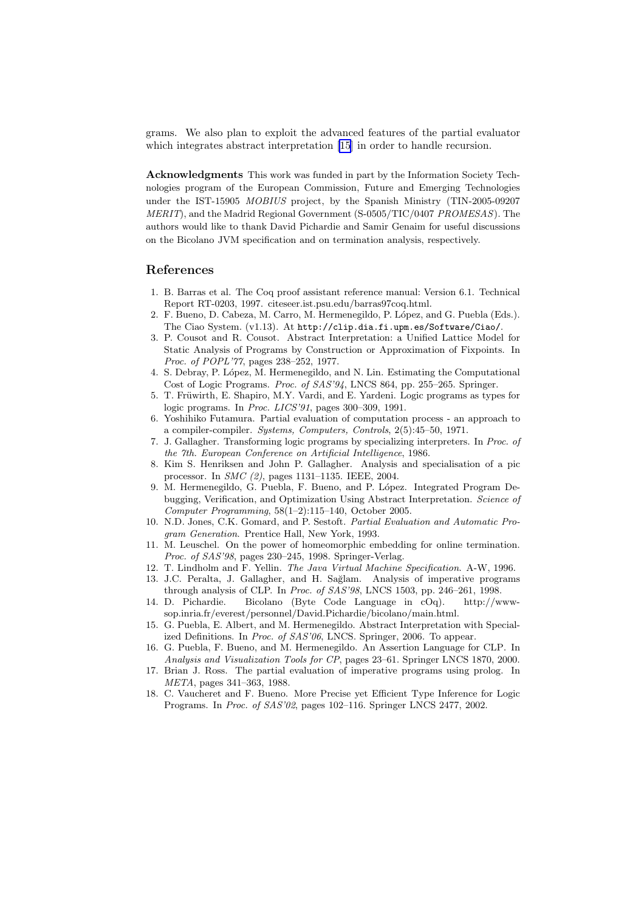grams. We also plan to exploit the advanced features of the partial evaluator which integrates abstract interpretation [15] in order to handle recursion.

**Acknowledgments** This work was funded in part by the Information Society Technologies program of the European Commission, Future and Emerging Technologies under the IST-15905 *MOBIUS* project, by the Spanish Ministry (TIN-2005-09207 *MERIT*), and the Madrid Regional Government (S-0505/TIC/0407 *PROMESAS*). The authors would like to thank David Pichardie and Samir Genaim for useful discussions on the Bicolano JVM specification and on termination analysis, respectively.

## References

1. B. Barras et al. The Coq proof assistant reference manual: Version 6.1. Technical Report RT-0203, 1997. citeseer.ist.psu.edu/barras97coq.html.
2. F. Bueno, D. Cabeza, M. Carro, M. Hermenegildo, P. López, and G. Puebla (Eds.). The Ciao System. (v1.13). At `http://clip.dia.fi.upm.es/Software/Ciao/`.
3. P. Cousot and R. Cousot. Abstract Interpretation: a Unified Lattice Model for Static Analysis of Programs by Construction or Approximation of Fixpoints. In *Proc. of POPL'77*, pages 238–252, 1977.
4. S. Debray, P. López, M. Hermenegildo, and N. Lin. Estimating the Computational Cost of Logic Programs. *Proc. of SAS'94*, LNCS 864, pp. 255–265. Springer.
5. T. Früwirth, E. Shapiro, M.Y. Vardi, and E. Yardeni. Logic programs as types for logic programs. In *Proc. LICS'91*, pages 300–309, 1991.
6. Yoshihiko Futamura. Partial evaluation of computation process - an approach to a compiler-compiler. *Systems, Computers, Controls*, 2(5):45–50, 1971.
7. J. Gallagher. Transforming logic programs by specializing interpreters. In *Proc. of the 7th. European Conference on Artificial Intelligence*, 1986.
8. Kim S. Henriksen and John P. Gallagher. Analysis and specialisation of a pic processor. In *SMC (2)*, pages 1131–1135. IEEE, 2004.
9. M. Hermenegildo, G. Puebla, F. Bueno, and P. López. Integrated Program Debugging, Verification, and Optimization Using Abstract Interpretation. *Science of Computer Programming*, 58(1–2):115–140, October 2005.
10. N.D. Jones, C.K. Gomard, and P. Sestoft. *Partial Evaluation and Automatic Program Generation*. Prentice Hall, New York, 1993.
11. M. Leuschel. On the power of homeomorphic embedding for online termination. *Proc. of SAS'98*, pages 230–245, 1998. Springer-Verlag.
12. T. Lindholm and F. Yellin. *The Java Virtual Machine Specification*. A-W, 1996.
13. J.C. Peralta, J. Gallagher, and H. Sağlam. Analysis of imperative programs through analysis of CLP. In *Proc. of SAS'98*, LNCS 1503, pp. 246–261, 1998.
14. D. Pichardie. Bicolano (Byte Code Language in cOq). http://www-sop.inria.fr/everest/personnel/David.Pichardie/bicolano/main.html.
15. G. Puebla, E. Albert, and M. Hermenegildo. Abstract Interpretation with Specialized Definitions. In *Proc. of SAS'06*, LNCS. Springer, 2006. To appear.
16. G. Puebla, F. Bueno, and M. Hermenegildo. An Assertion Language for CLP. In *Analysis and Visualization Tools for CP*, pages 23–61. Springer LNCS 1870, 2000.
17. Brian J. Ross. The partial evaluation of imperative programs using prolog. In *META*, pages 341–363, 1988.
18. C. Vaucheret and F. Bueno. More Precise yet Efficient Type Inference for Logic Programs. In *Proc. of SAS'02*, pages 102–116. Springer LNCS 2477, 2002.